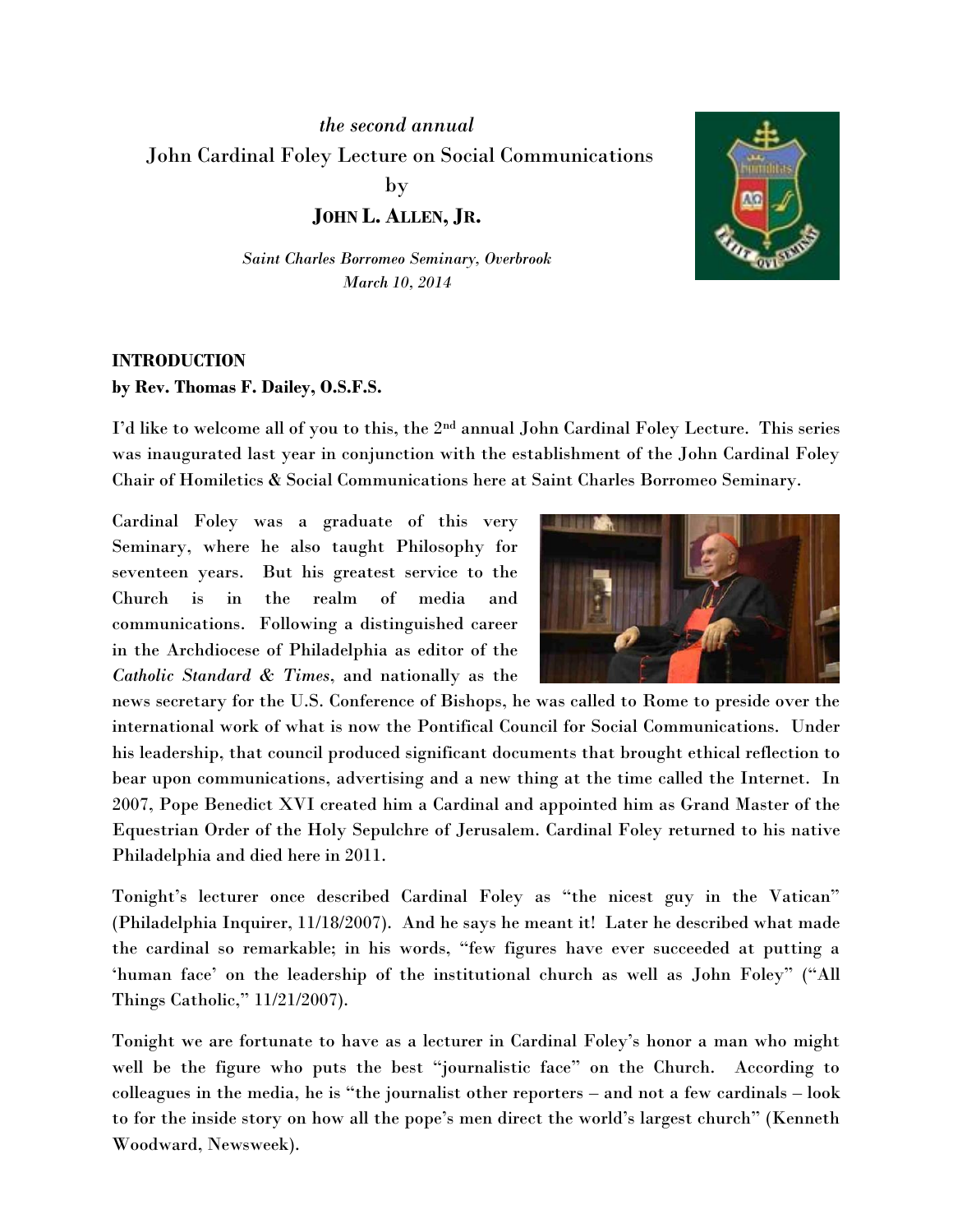*the second annual*

John Cardinal Foley Lecture on Social Communications

by

**JOHN L. ALLEN, JR.**

*Saint Charles Borromeo Seminary, Overbrook*
*March 10, 2014*

**INTRODUCTION**
**by Rev. Thomas F. Dailey, O.S.F.S.**

I'd like to welcome all of you to this, the 2nd annual John Cardinal Foley Lecture. This series was inaugurated last year in conjunction with the establishment of the John Cardinal Foley Chair of Homiletics & Social Communications here at Saint Charles Borromeo Seminary.

Cardinal Foley was a graduate of this very Seminary, where he also taught Philosophy for seventeen years. But his greatest service to the Church is in the realm of media and communications. Following a distinguished career in the Archdiocese of Philadelphia as editor of the *Catholic Standard & Times*, and nationally as the news secretary for the U.S. Conference of Bishops, he was called to Rome to preside over the international work of what is now the Pontifical Council for Social Communications. Under his leadership, that council produced significant documents that brought ethical reflection to bear upon communications, advertising and a new thing at the time called the Internet. In 2007, Pope Benedict XVI created him a Cardinal and appointed him as Grand Master of the Equestrian Order of the Holy Sepulchre of Jerusalem. Cardinal Foley returned to his native Philadelphia and died here in 2011.

Tonight's lecturer once described Cardinal Foley as "the nicest guy in the Vatican" (Philadelphia Inquirer, 11/18/2007). And he says he meant it! Later he described what made the cardinal so remarkable; in his words, "few figures have ever succeeded at putting a 'human face' on the leadership of the institutional church as well as John Foley" ("All Things Catholic," 11/21/2007).

Tonight we are fortunate to have as a lecturer in Cardinal Foley's honor a man who might well be the figure who puts the best "journalistic face" on the Church. According to colleagues in the media, he is "the journalist other reporters – and not a few cardinals – look to for the inside story on how all the pope's men direct the world's largest church" (Kenneth Woodward, Newsweek).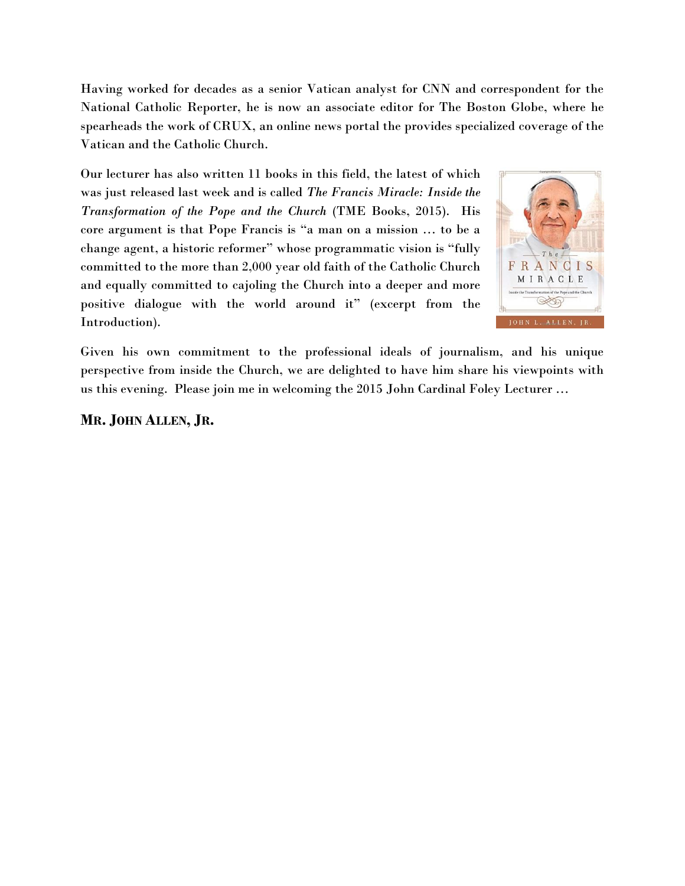Having worked for decades as a senior Vatican analyst for CNN and correspondent for the National Catholic Reporter, he is now an associate editor for The Boston Globe, where he spearheads the work of CRUX, an online news portal the provides specialized coverage of the Vatican and the Catholic Church.

Our lecturer has also written 11 books in this field, the latest of which was just released last week and is called *The Francis Miracle: Inside the Transformation of the Pope and the Church* (TME Books, 2015). His core argument is that Pope Francis is "a man on a mission … to be a change agent, a historic reformer" whose programmatic vision is "fully committed to the more than 2,000 year old faith of the Catholic Church and equally committed to cajoling the Church into a deeper and more positive dialogue with the world around it" (excerpt from the Introduction).

Given his own commitment to the professional ideals of journalism, and his unique perspective from inside the Church, we are delighted to have him share his viewpoints with us this evening. Please join me in welcoming the 2015 John Cardinal Foley Lecturer …

**MR. JOHN ALLEN, JR.**